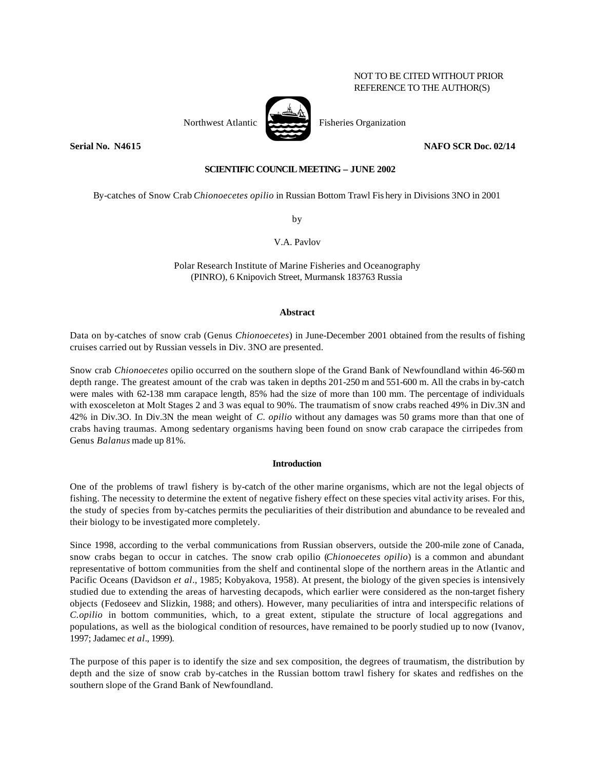NOT TO BE CITED WITHOUT PRIOR REFERENCE TO THE AUTHOR(S)

Northwest Atlantic Fisheries Organization

**Serial No. N4615** **NAFO SCR Doc. 02/14**

**SCIENTIFIC COUNCIL MEETING – JUNE 2002**

By-catches of Snow Crab *Chionoecetes opilio* in Russian Bottom Trawl Fishery in Divisions 3NO in 2001

by

V.A. Pavlov

Polar Research Institute of Marine Fisheries and Oceanography (PINRO), 6 Knipovich Street, Murmansk 183763 Russia

## Abstract

Data on by-catches of snow crab (Genus *Chionoecetes*) in June-December 2001 obtained from the results of fishing cruises carried out by Russian vessels in Div. 3NO are presented.

Snow crab *Chionoecetes* opilio occurred on the southern slope of the Grand Bank of Newfoundland within 46-560 m depth range. The greatest amount of the crab was taken in depths 201-250 m and 551-600 m. All the crabs in by-catch were males with 62-138 mm carapace length, 85% had the size of more than 100 mm. The percentage of individuals with exosceleton at Molt Stages 2 and 3 was equal to 90%. The traumatism of snow crabs reached 49% in Div.3N and 42% in Div.3O. In Div.3N the mean weight of *C. opilio* without any damages was 50 grams more than that one of crabs having traumas. Among sedentary organisms having been found on snow crab carapace the cirripedes from Genus *Balanus* made up 81%.

## Introduction

One of the problems of trawl fishery is by-catch of the other marine organisms, which are not the legal objects of fishing. The necessity to determine the extent of negative fishery effect on these species vital activity arises. For this, the study of species from by-catches permits the peculiarities of their distribution and abundance to be revealed and their biology to be investigated more completely.

Since 1998, according to the verbal communications from Russian observers, outside the 200-mile zone of Canada, snow crabs began to occur in catches. The snow crab opilio (*Chionoecetes opilio*) is a common and abundant representative of bottom communities from the shelf and continental slope of the northern areas in the Atlantic and Pacific Oceans (Davidson *et al*., 1985; Kobyakova, 1958). At present, the biology of the given species is intensively studied due to extending the areas of harvesting decapods, which earlier were considered as the non-target fishery objects (Fedoseev and Slizkin, 1988; and others). However, many peculiarities of intra and interspecific relations of *C.opilio* in bottom communities, which, to a great extent, stipulate the structure of local aggregations and populations, as well as the biological condition of resources, have remained to be poorly studied up to now (Ivanov, 1997; Jadamec *et al*., 1999).

The purpose of this paper is to identify the size and sex composition, the degrees of traumatism, the distribution by depth and the size of snow crab by-catches in the Russian bottom trawl fishery for skates and redfishes on the southern slope of the Grand Bank of Newfoundland.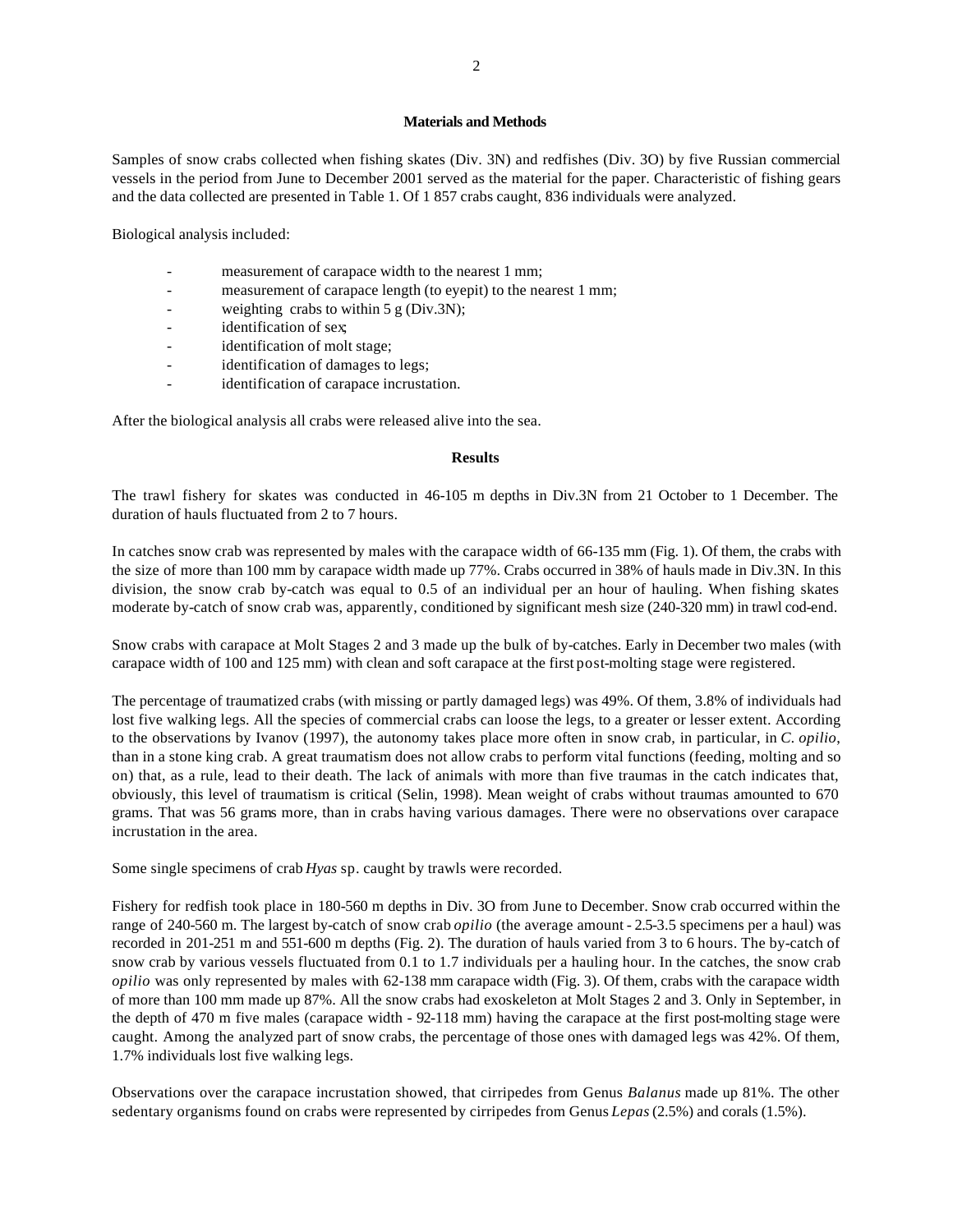## Materials and Methods

Samples of snow crabs collected when fishing skates (Div. 3N) and redfishes (Div. 3O) by five Russian commercial vessels in the period from June to December 2001 served as the material for the paper. Characteristic of fishing gears and the data collected are presented in Table 1. Of 1 857 crabs caught, 836 individuals were analyzed.

Biological analysis included:

- measurement of carapace width to the nearest 1 mm;
- measurement of carapace length (to eyepit) to the nearest 1 mm;
- weighting crabs to within 5 g (Div.3N);
- identification of sex;
- identification of molt stage;
- identification of damages to legs;
- identification of carapace incrustation.

After the biological analysis all crabs were released alive into the sea.

## Results

The trawl fishery for skates was conducted in 46-105 m depths in Div.3N from 21 October to 1 December. The duration of hauls fluctuated from 2 to 7 hours.

In catches snow crab was represented by males with the carapace width of 66-135 mm (Fig. 1). Of them, the crabs with the size of more than 100 mm by carapace width made up 77%. Crabs occurred in 38% of hauls made in Div.3N. In this division, the snow crab by-catch was equal to 0.5 of an individual per an hour of hauling. When fishing skates moderate by-catch of snow crab was, apparently, conditioned by significant mesh size (240-320 mm) in trawl cod-end.

Snow crabs with carapace at Molt Stages 2 and 3 made up the bulk of by-catches. Early in December two males (with carapace width of 100 and 125 mm) with clean and soft carapace at the first post-molting stage were registered.

The percentage of traumatized crabs (with missing or partly damaged legs) was 49%. Of them, 3.8% of individuals had lost five walking legs. All the species of commercial crabs can loose the legs, to a greater or lesser extent. According to the observations by Ivanov (1997), the autonomy takes place more often in snow crab, in particular, in *C. opilio*, than in a stone king crab. A great traumatism does not allow crabs to perform vital functions (feeding, molting and so on) that, as a rule, lead to their death. The lack of animals with more than five traumas in the catch indicates that, obviously, this level of traumatism is critical (Selin, 1998). Mean weight of crabs without traumas amounted to 670 grams. That was 56 grams more, than in crabs having various damages. There were no observations over carapace incrustation in the area.

Some single specimens of crab *Hyas* sp. caught by trawls were recorded.

Fishery for redfish took place in 180-560 m depths in Div. 3O from June to December. Snow crab occurred within the range of 240-560 m. The largest by-catch of snow crab *opilio* (the average amount - 2.5-3.5 specimens per a haul) was recorded in 201-251 m and 551-600 m depths (Fig. 2). The duration of hauls varied from 3 to 6 hours. The by-catch of snow crab by various vessels fluctuated from 0.1 to 1.7 individuals per a hauling hour. In the catches, the snow crab *opilio* was only represented by males with 62-138 mm carapace width (Fig. 3). Of them, crabs with the carapace width of more than 100 mm made up 87%. All the snow crabs had exoskeleton at Molt Stages 2 and 3. Only in September, in the depth of 470 m five males (carapace width - 92-118 mm) having the carapace at the first post-molting stage were caught. Among the analyzed part of snow crabs, the percentage of those ones with damaged legs was 42%. Of them, 1.7% individuals lost five walking legs.

Observations over the carapace incrustation showed, that cirripedes from Genus *Balanus* made up 81%. The other sedentary organisms found on crabs were represented by cirripedes from Genus *Lepas* (2.5%) and corals (1.5%).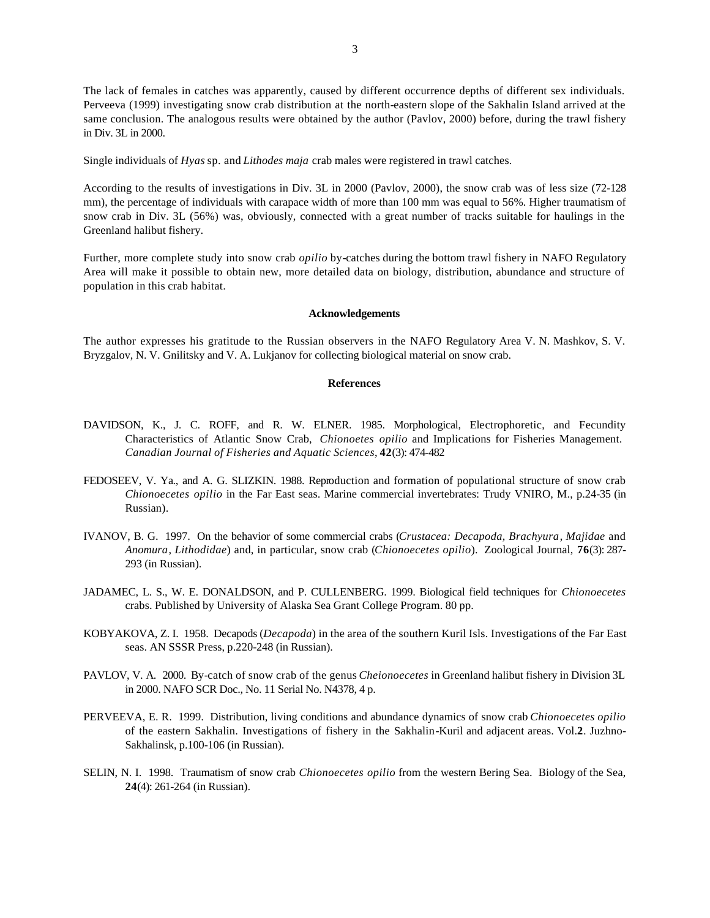The lack of females in catches was apparently, caused by different occurrence depths of different sex individuals. Perveeva (1999) investigating snow crab distribution at the north-eastern slope of the Sakhalin Island arrived at the same conclusion. The analogous results were obtained by the author (Pavlov, 2000) before, during the trawl fishery in Div. 3L in 2000.

Single individuals of *Hyas* sp. and *Lithodes maja* crab males were registered in trawl catches.

According to the results of investigations in Div. 3L in 2000 (Pavlov, 2000), the snow crab was of less size (72-128 mm), the percentage of individuals with carapace width of more than 100 mm was equal to 56%. Higher traumatism of snow crab in Div. 3L (56%) was, obviously, connected with a great number of tracks suitable for haulings in the Greenland halibut fishery.

Further, more complete study into snow crab *opilio* by-catches during the bottom trawl fishery in NAFO Regulatory Area will make it possible to obtain new, more detailed data on biology, distribution, abundance and structure of population in this crab habitat.

## Acknowledgements

The author expresses his gratitude to the Russian observers in the NAFO Regulatory Area V. N. Mashkov, S. V. Bryzgalov, N. V. Gnilitsky and V. A. Lukjanov for collecting biological material on snow crab.

## References

DAVIDSON, K., J. C. ROFF, and R. W. ELNER. 1985. Morphological, Electrophoretic, and Fecundity Characteristics of Atlantic Snow Crab, *Chionoetes opilio* and Implications for Fisheries Management. *Canadian Journal of Fisheries and Aquatic Sciences*, **42**(3): 474-482

FEDOSEEV, V. Ya., and A. G. SLIZKIN. 1988. Reproduction and formation of populational structure of snow crab *Chionoecetes opilio* in the Far East seas. Marine commercial invertebrates: Trudy VNIRO, M., p.24-35 (in Russian).

IVANOV, B. G. 1997. On the behavior of some commercial crabs (*Crustacea: Decapoda, Brachyura*, *Majidae* and *Anomura*, *Lithodidae*) and, in particular, snow crab (*Chionoecetes opilio*). Zoological Journal, **76**(3): 287-293 (in Russian).

JADAMEC, L. S., W. E. DONALDSON, and P. CULLENBERG. 1999. Biological field techniques for *Chionoecetes* crabs. Published by University of Alaska Sea Grant College Program. 80 pp.

KOBYAKOVA, Z. I. 1958. Decapods (*Decapoda*) in the area of the southern Kuril Isls. Investigations of the Far East seas. AN SSSR Press, p.220-248 (in Russian).

PAVLOV, V. A. 2000. By-catch of snow crab of the genus *Cheionoecetes* in Greenland halibut fishery in Division 3L in 2000. NAFO SCR Doc., No. 11 Serial No. N4378, 4 p.

PERVEEVA, E. R. 1999. Distribution, living conditions and abundance dynamics of snow crab *Chionoecetes opilio* of the eastern Sakhalin. Investigations of fishery in the Sakhalin-Kuril and adjacent areas. Vol.**2**. Juzhno-Sakhalinsk, p.100-106 (in Russian).

SELIN, N. I. 1998. Traumatism of snow crab *Chionoecetes opilio* from the western Bering Sea. Biology of the Sea, **24**(4): 261-264 (in Russian).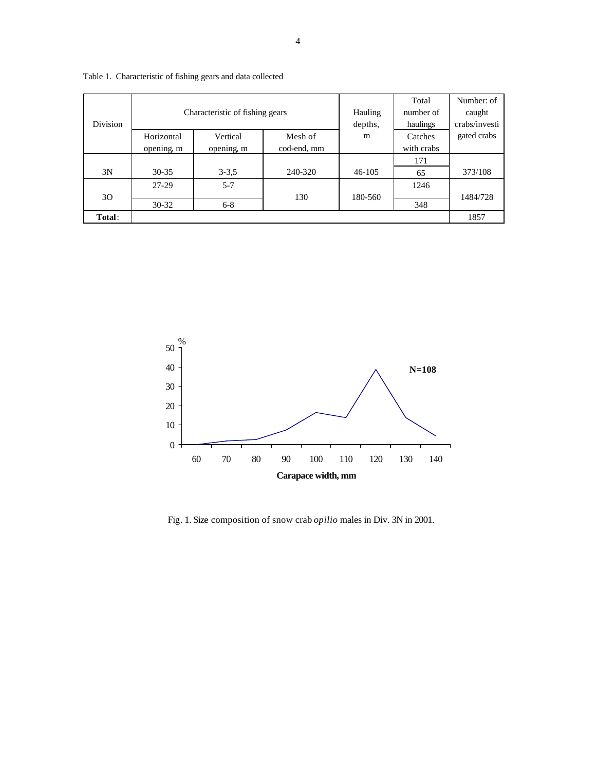Table 1. Characteristic of fishing gears and data collected

| Division | Characteristic of fishing gears | | | Hauling depths, m | Total number of haulings | Number: of caught crabs/investigated crabs |
|---|---|---|---|---|---|---|
| | Horizontal opening, m | Vertical opening, m | Mesh of cod-end, mm | | Catches with crabs | |
| 3N | 30-35 | 3-3,5 | 240-320 | 46-105 | 171 | 373/108 |
| | | | | | 65 | |
| 3O | 27-29 | 5-7 | 130 | 180-560 | 1246 | 1484/728 |
| | 30-32 | 6-8 | | | 348 | |
| **Total**: | | | | | | 1857 |

Fig. 1. Size composition of snow crab *opilio* males in Div. 3N in 2001.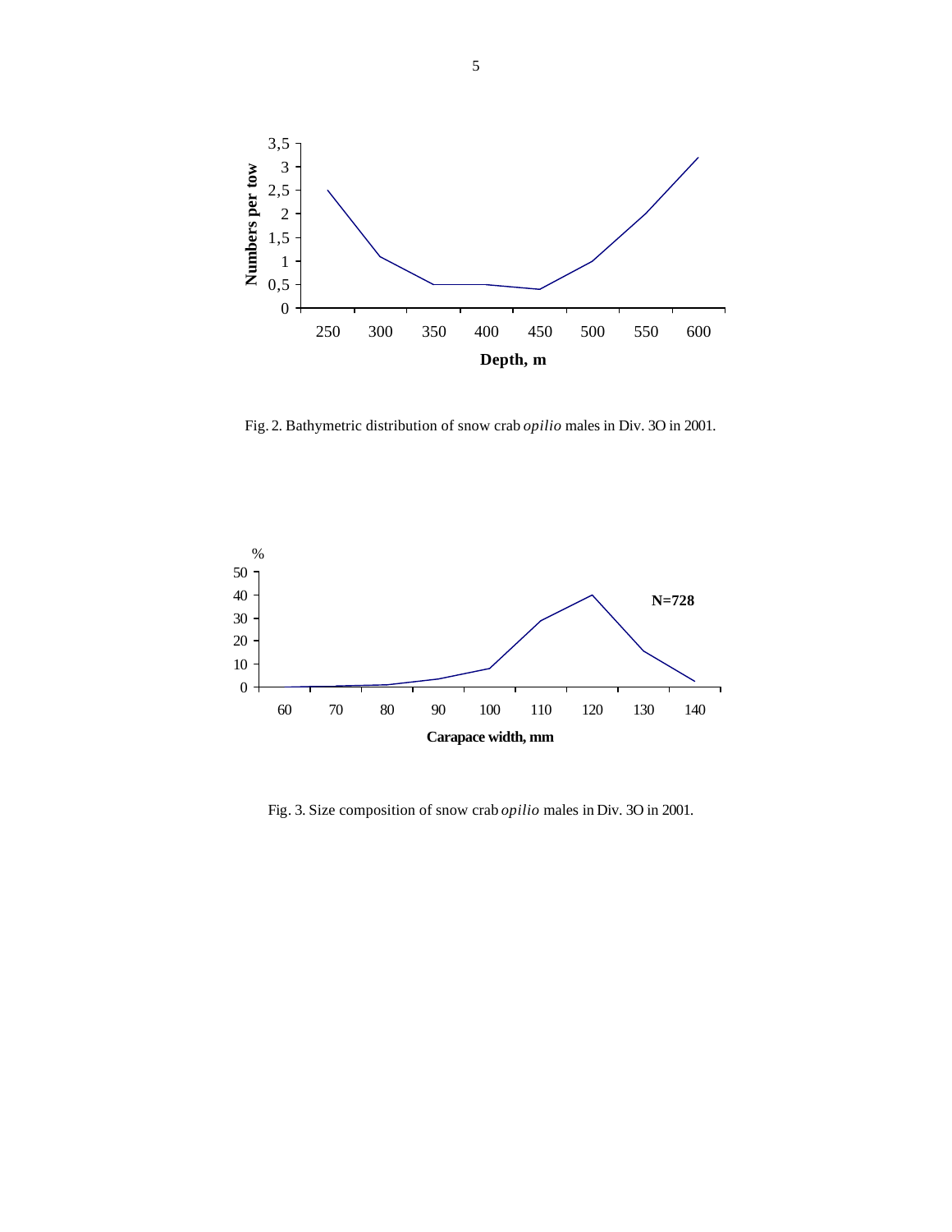3,5
3
2,5
2
1,5
1
0,5
0

**Numbers per tow**

250 300 350 400 450 500 550 600

**Depth, m**

Fig. 2. Bathymetric distribution of snow crab *opilio* males in Div. 3O in 2001.

%
50
40
30
20
10
0

**N=728**

60 70 80 90 100 110 120 130 140

**Carapace width, mm**

Fig. 3. Size composition of snow crab *opilio* males in Div. 3O in 2001.